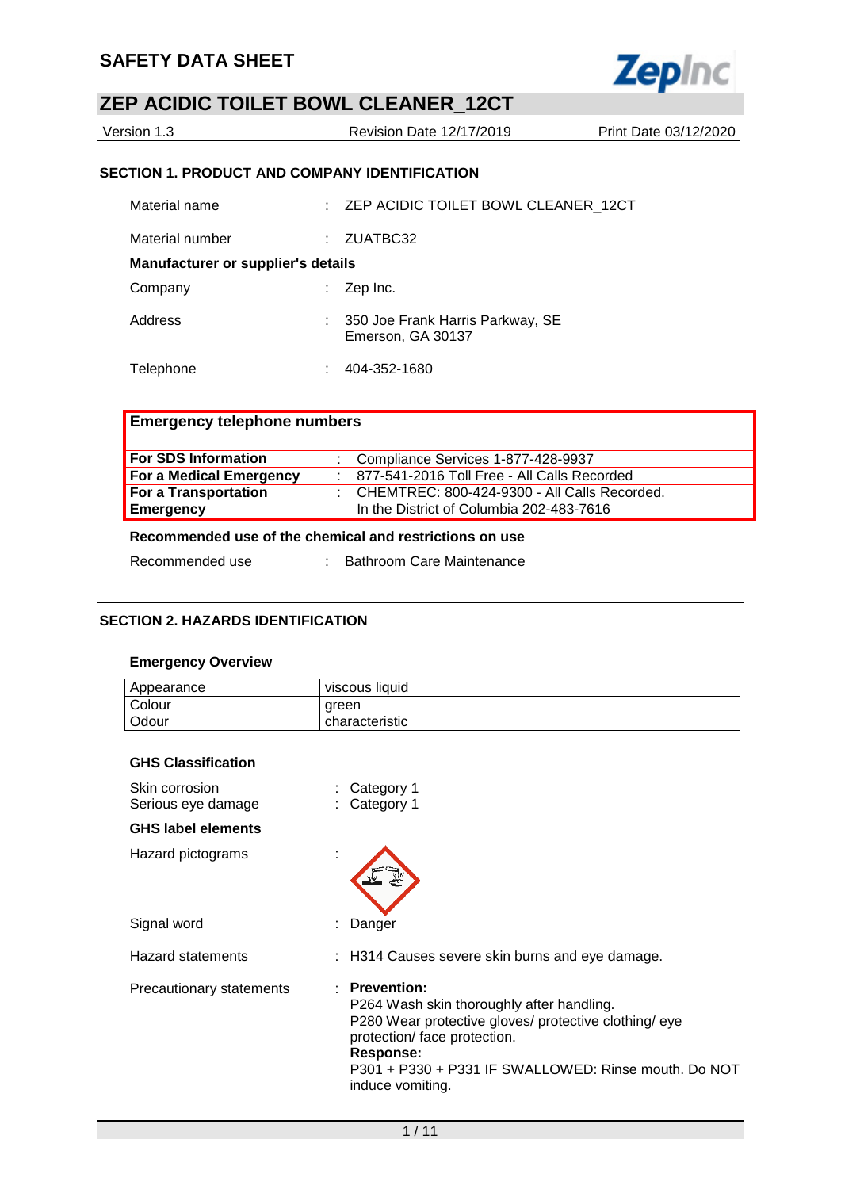# SAFETY DATA SHEET

## ZEP ACIDIC TOILET BOWL CLEANER_12CT

Version 1.3 | Revision Date 12/17/2019 | Print Date 03/12/2020

### SECTION 1. PRODUCT AND COMPANY IDENTIFICATION

Material name : ZEP ACIDIC TOILET BOWL CLEANER_12CT

Material number : ZUATBC32

**Manufacturer or supplier's details**

Company : Zep Inc.

Address : 350 Joe Frank Harris Parkway, SE
Emerson, GA 30137

Telephone : 404-352-1680

| Emergency telephone numbers | |
|---|---|
| **For SDS Information** | : Compliance Services 1-877-428-9937 |
| **For a Medical Emergency** | : 877-541-2016 Toll Free - All Calls Recorded |
| **For a Transportation Emergency** | : CHEMTREC: 800-424-9300 - All Calls Recorded. In the District of Columbia 202-483-7616 |

**Recommended use of the chemical and restrictions on use**

Recommended use : Bathroom Care Maintenance

### SECTION 2. HAZARDS IDENTIFICATION

**Emergency Overview**

| Appearance | viscous liquid |
|---|---|
| Colour | green |
| Odour | characteristic |

**GHS Classification**

Skin corrosion : Category 1
Serious eye damage : Category 1

**GHS label elements**

Hazard pictograms :

Signal word : Danger

Hazard statements : H314 Causes severe skin burns and eye damage.

Precautionary statements : **Prevention:**
P264 Wash skin thoroughly after handling.
P280 Wear protective gloves/ protective clothing/ eye protection/ face protection.
**Response:**
P301 + P330 + P331 IF SWALLOWED: Rinse mouth. Do NOT induce vomiting.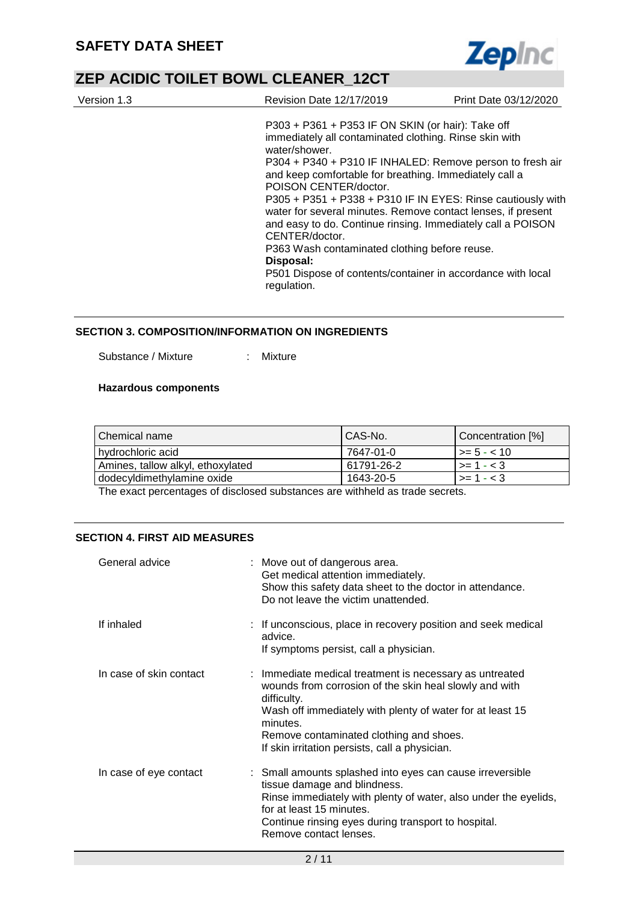P303 + P361 + P353 IF ON SKIN (or hair): Take off immediately all contaminated clothing. Rinse skin with water/shower.
P304 + P340 + P310 IF INHALED: Remove person to fresh air and keep comfortable for breathing. Immediately call a POISON CENTER/doctor.
P305 + P351 + P338 + P310 IF IN EYES: Rinse cautiously with water for several minutes. Remove contact lenses, if present and easy to do. Continue rinsing. Immediately call a POISON CENTER/doctor.
P363 Wash contaminated clothing before reuse.

**Disposal:**

P501 Dispose of contents/container in accordance with local regulation.

## SECTION 3. COMPOSITION/INFORMATION ON INGREDIENTS

Substance / Mixture : Mixture

**Hazardous components**

| Chemical name | CAS-No. | Concentration [%] |
|---|---|---|
| hydrochloric acid | 7647-01-0 | >= 5 - < 10 |
| Amines, tallow alkyl, ethoxylated | 61791-26-2 | >= 1 - < 3 |
| dodecyldimethylamine oxide | 1643-20-5 | >= 1 - < 3 |

The exact percentages of disclosed substances are withheld as trade secrets.

## SECTION 4. FIRST AID MEASURES

General advice : Move out of dangerous area.
Get medical attention immediately.
Show this safety data sheet to the doctor in attendance.
Do not leave the victim unattended.

If inhaled : If unconscious, place in recovery position and seek medical advice.
If symptoms persist, call a physician.

In case of skin contact : Immediate medical treatment is necessary as untreated wounds from corrosion of the skin heal slowly and with difficulty.
Wash off immediately with plenty of water for at least 15 minutes.
Remove contaminated clothing and shoes.
If skin irritation persists, call a physician.

In case of eye contact : Small amounts splashed into eyes can cause irreversible tissue damage and blindness.
Rinse immediately with plenty of water, also under the eyelids, for at least 15 minutes.
Continue rinsing eyes during transport to hospital.
Remove contact lenses.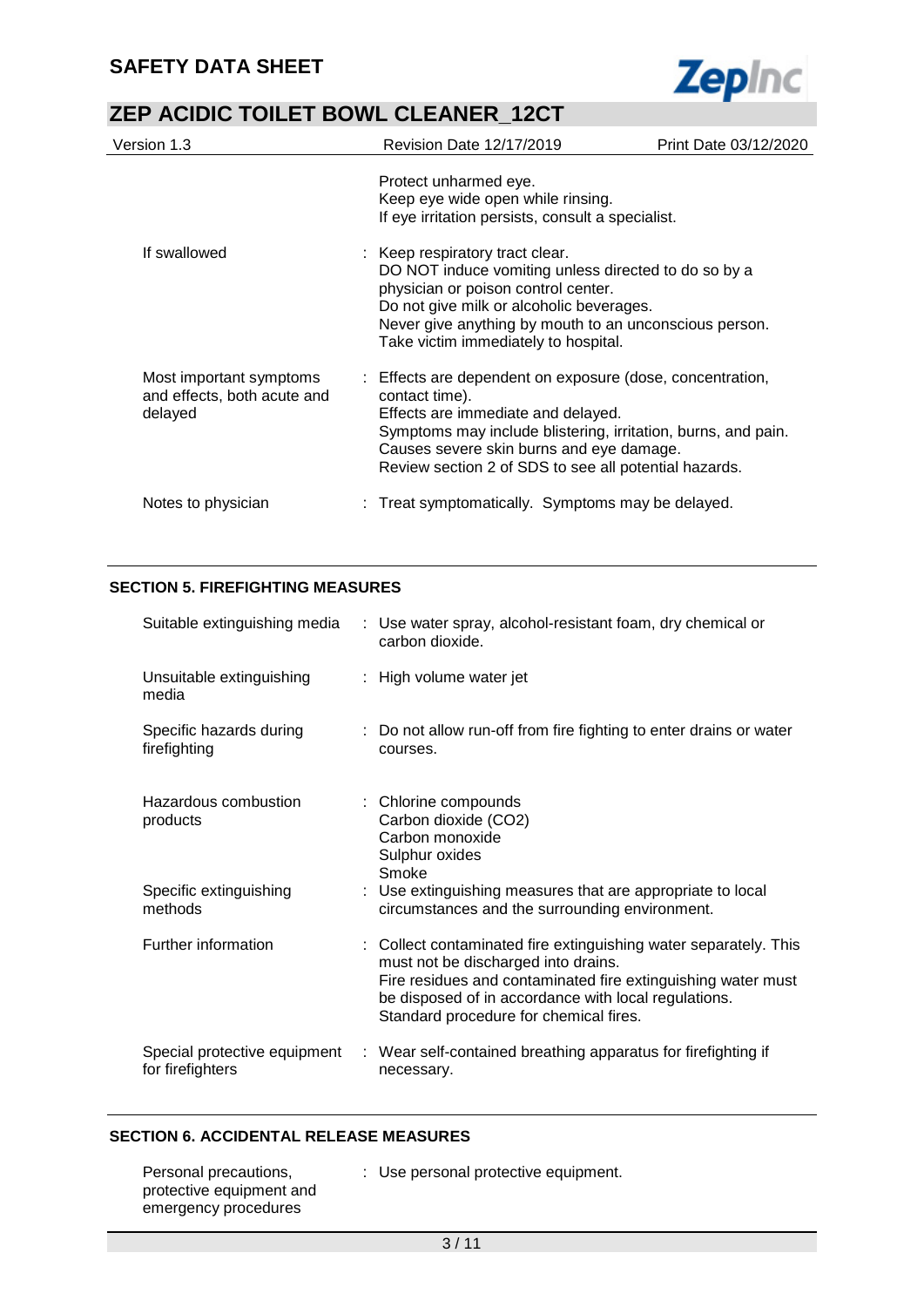| | |
|---|---|
| | Protect unharmed eye.<br>Keep eye wide open while rinsing.<br>If eye irritation persists, consult a specialist. |
| If swallowed | : Keep respiratory tract clear.<br>DO NOT induce vomiting unless directed to do so by a physician or poison control center.<br>Do not give milk or alcoholic beverages.<br>Never give anything by mouth to an unconscious person.<br>Take victim immediately to hospital. |
| Most important symptoms and effects, both acute and delayed | : Effects are dependent on exposure (dose, concentration, contact time).<br>Effects are immediate and delayed.<br>Symptoms may include blistering, irritation, burns, and pain.<br>Causes severe skin burns and eye damage.<br>Review section 2 of SDS to see all potential hazards. |
| Notes to physician | : Treat symptomatically. Symptoms may be delayed. |

## SECTION 5. FIREFIGHTING MEASURES

| | |
|---|---|
| Suitable extinguishing media | : Use water spray, alcohol-resistant foam, dry chemical or carbon dioxide. |
| Unsuitable extinguishing media | : High volume water jet |
| Specific hazards during firefighting | : Do not allow run-off from fire fighting to enter drains or water courses. |
| Hazardous combustion products | : Chlorine compounds<br>Carbon dioxide ($CO_2$)<br>Carbon monoxide<br>Sulphur oxides<br>Smoke |
| Specific extinguishing methods | : Use extinguishing measures that are appropriate to local circumstances and the surrounding environment. |
| Further information | : Collect contaminated fire extinguishing water separately. This must not be discharged into drains.<br>Fire residues and contaminated fire extinguishing water must be disposed of in accordance with local regulations.<br>Standard procedure for chemical fires. |
| Special protective equipment for firefighters | : Wear self-contained breathing apparatus for firefighting if necessary. |

## SECTION 6. ACCIDENTAL RELEASE MEASURES

| | |
|---|---|
| Personal precautions, protective equipment and emergency procedures | : Use personal protective equipment. |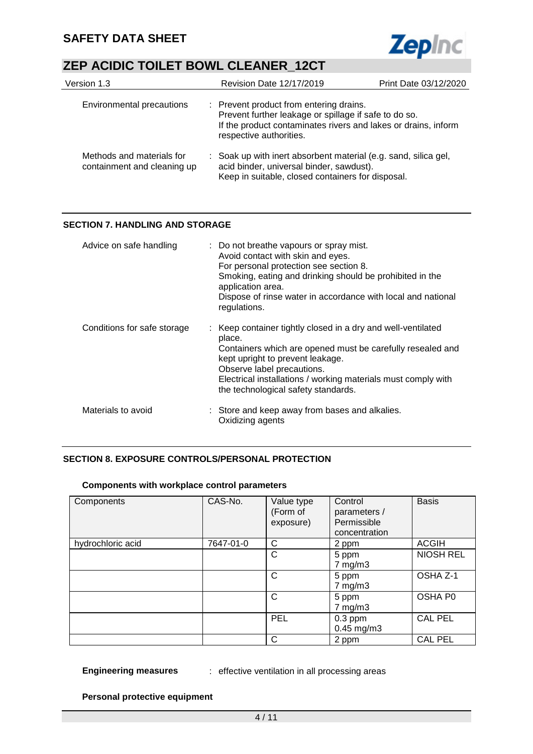| | |
|---|---|
| Environmental precautions | : Prevent product from entering drains.<br>Prevent further leakage or spillage if safe to do so.<br>If the product contaminates rivers and lakes or drains, inform respective authorities. |
| Methods and materials for containment and cleaning up | : Soak up with inert absorbent material (e.g. sand, silica gel, acid binder, universal binder, sawdust).<br>Keep in suitable, closed containers for disposal. |

## SECTION 7. HANDLING AND STORAGE

| | |
|---|---|
| Advice on safe handling | : Do not breathe vapours or spray mist.<br>Avoid contact with skin and eyes.<br>For personal protection see section 8.<br>Smoking, eating and drinking should be prohibited in the application area.<br>Dispose of rinse water in accordance with local and national regulations. |
| Conditions for safe storage | : Keep container tightly closed in a dry and well-ventilated place.<br>Containers which are opened must be carefully resealed and kept upright to prevent leakage.<br>Observe label precautions.<br>Electrical installations / working materials must comply with the technological safety standards. |
| Materials to avoid | : Store and keep away from bases and alkalies.<br>Oxidizing agents |

## SECTION 8. EXPOSURE CONTROLS/PERSONAL PROTECTION

**Components with workplace control parameters**

| Components | CAS-No. | Value type (Form of exposure) | Control parameters / Permissible concentration | Basis |
|---|---|---|---|---|
| hydrochloric acid | 7647-01-0 | C | 2 ppm | ACGIH |
| | | C | 5 ppm<br>7 mg/m3 | NIOSH REL |
| | | C | 5 ppm<br>7 mg/m3 | OSHA Z-1 |
| | | C | 5 ppm<br>7 mg/m3 | OSHA P0 |
| | | PEL | 0.3 ppm<br>0.45 mg/m3 | CAL PEL |
| | | C | 2 ppm | CAL PEL |

**Engineering measures** : effective ventilation in all processing areas

**Personal protective equipment**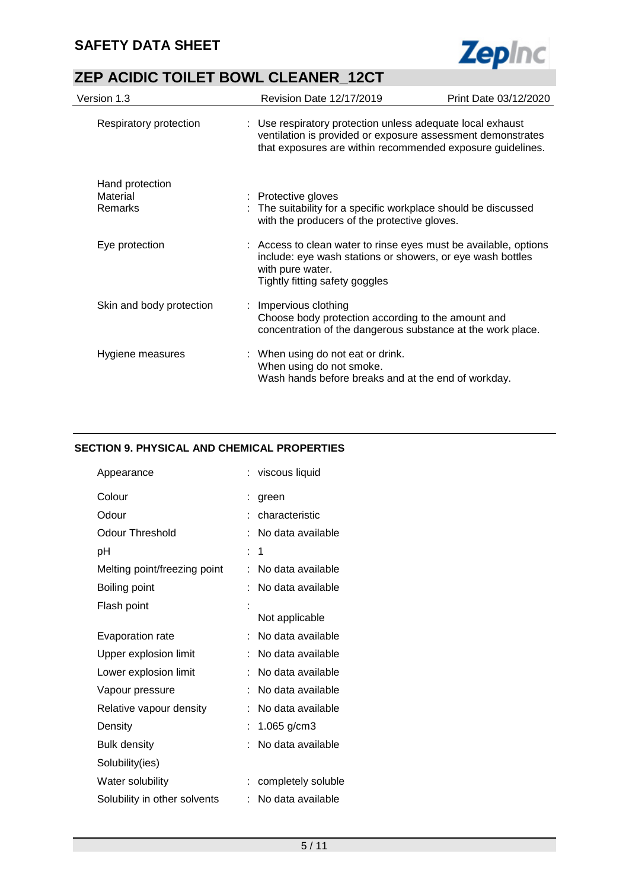| | |
|---|---|
| Respiratory protection | : Use respiratory protection unless adequate local exhaust ventilation is provided or exposure assessment demonstrates that exposures are within recommended exposure guidelines. |
| Hand protection | |
| Material | : Protective gloves |
| Remarks | : The suitability for a specific workplace should be discussed with the producers of the protective gloves. |
| Eye protection | : Access to clean water to rinse eyes must be available, options include: eye wash stations or showers, or eye wash bottles with pure water.<br>Tightly fitting safety goggles |
| Skin and body protection | : Impervious clothing<br>Choose body protection according to the amount and concentration of the dangerous substance at the work place. |
| Hygiene measures | : When using do not eat or drink.<br>When using do not smoke.<br>Wash hands before breaks and at the end of workday. |

## SECTION 9. PHYSICAL AND CHEMICAL PROPERTIES

| | |
|---|---|
| Appearance | : viscous liquid |
| Colour | : green |
| Odour | : characteristic |
| Odour Threshold | : No data available |
| pH | : 1 |
| Melting point/freezing point | : No data available |
| Boiling point | : No data available |
| Flash point | : Not applicable |
| Evaporation rate | : No data available |
| Upper explosion limit | : No data available |
| Lower explosion limit | : No data available |
| Vapour pressure | : No data available |
| Relative vapour density | : No data available |
| Density | : 1.065 g/cm3 |
| Bulk density | : No data available |
| Solubility(ies) | |
| Water solubility | : completely soluble |
| Solubility in other solvents | : No data available |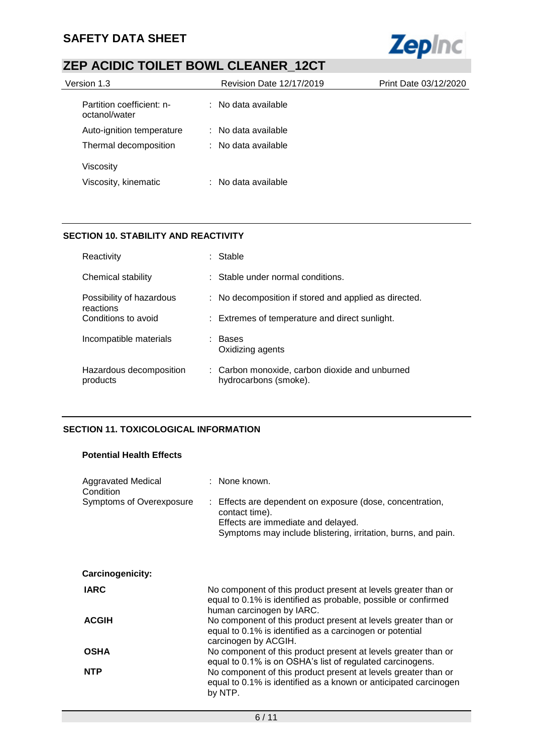| | |
|---|---|
| Partition coefficient: n-octanol/water | : No data available |
| Auto-ignition temperature | : No data available |
| Thermal decomposition | : No data available |
| Viscosity | |
| Viscosity, kinematic | : No data available |

## SECTION 10. STABILITY AND REACTIVITY

| | |
|---|---|
| Reactivity | : Stable |
| Chemical stability | : Stable under normal conditions. |
| Possibility of hazardous reactions | : No decomposition if stored and applied as directed. |
| Conditions to avoid | : Extremes of temperature and direct sunlight. |
| Incompatible materials | : Bases<br>Oxidizing agents |
| Hazardous decomposition products | : Carbon monoxide, carbon dioxide and unburned hydrocarbons (smoke). |

## SECTION 11. TOXICOLOGICAL INFORMATION

**Potential Health Effects**

| | |
|---|---|
| Aggravated Medical Condition | : None known. |
| Symptoms of Overexposure | : Effects are dependent on exposure (dose, concentration, contact time).<br>Effects are immediate and delayed.<br>Symptoms may include blistering, irritation, burns, and pain. |

**Carcinogenicity:**

| | |
|---|---|
| **IARC** | No component of this product present at levels greater than or equal to 0.1% is identified as probable, possible or confirmed human carcinogen by IARC. |
| **ACGIH** | No component of this product present at levels greater than or equal to 0.1% is identified as a carcinogen or potential carcinogen by ACGIH. |
| **OSHA** | No component of this product present at levels greater than or equal to 0.1% is on OSHA's list of regulated carcinogens. |
| **NTP** | No component of this product present at levels greater than or equal to 0.1% is identified as a known or anticipated carcinogen by NTP. |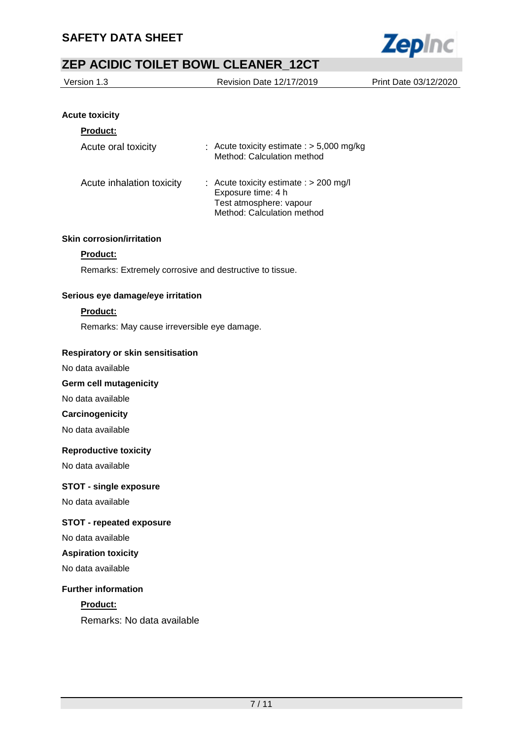### Acute toxicity

**Product:**

| | |
|---|---|
| Acute oral toxicity | : Acute toxicity estimate : > 5,000 mg/kg<br>Method: Calculation method |
| Acute inhalation toxicity | : Acute toxicity estimate : > 200 mg/l<br>Exposure time: 4 h<br>Test atmosphere: vapour<br>Method: Calculation method |

### Skin corrosion/irritation

**Product:**

Remarks: Extremely corrosive and destructive to tissue.

### Serious eye damage/eye irritation

**Product:**

Remarks: May cause irreversible eye damage.

### Respiratory or skin sensitisation

No data available

### Germ cell mutagenicity

No data available

### Carcinogenicity

No data available

### Reproductive toxicity

No data available

### STOT - single exposure

No data available

### STOT - repeated exposure

No data available

### Aspiration toxicity

No data available

### Further information

**Product:**

Remarks: No data available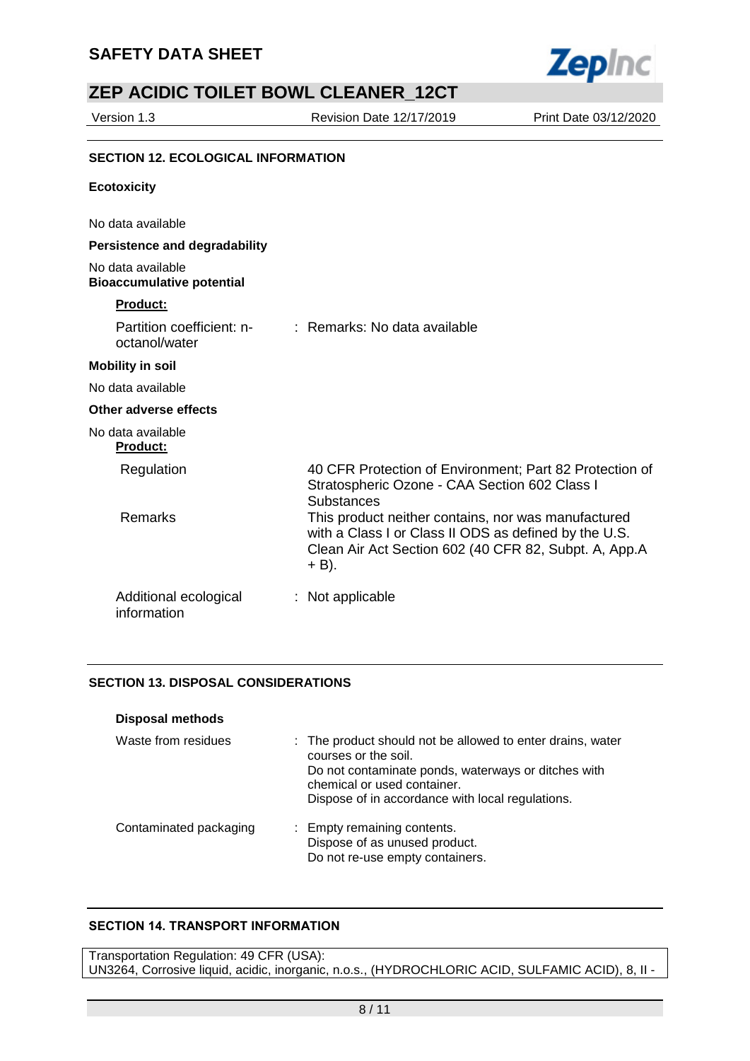## SECTION 12. ECOLOGICAL INFORMATION

**Ecotoxicity**

No data available

**Persistence and degradability**

No data available

**Bioaccumulative potential**

**Product:**

Partition coefficient: n-octanol/water : Remarks: No data available

**Mobility in soil**

No data available

**Other adverse effects**

No data available

**Product:**

| | |
|---|---|
| Regulation | 40 CFR Protection of Environment; Part 82 Protection of Stratospheric Ozone - CAA Section 602 Class I Substances |
| Remarks | This product neither contains, nor was manufactured with a Class I or Class II ODS as defined by the U.S. Clean Air Act Section 602 (40 CFR 82, Subpt. A, App.A + B). |

Additional ecological information : Not applicable

## SECTION 13. DISPOSAL CONSIDERATIONS

**Disposal methods**

| | |
|---|---|
| Waste from residues | : The product should not be allowed to enter drains, water courses or the soil.<br>Do not contaminate ponds, waterways or ditches with chemical or used container.<br>Dispose of in accordance with local regulations. |
| Contaminated packaging | : Empty remaining contents.<br>Dispose of as unused product.<br>Do not re-use empty containers. |

## SECTION 14. TRANSPORT INFORMATION

Transportation Regulation: 49 CFR (USA):
UN3264, Corrosive liquid, acidic, inorganic, n.o.s., (HYDROCHLORIC ACID, SULFAMIC ACID), 8, II -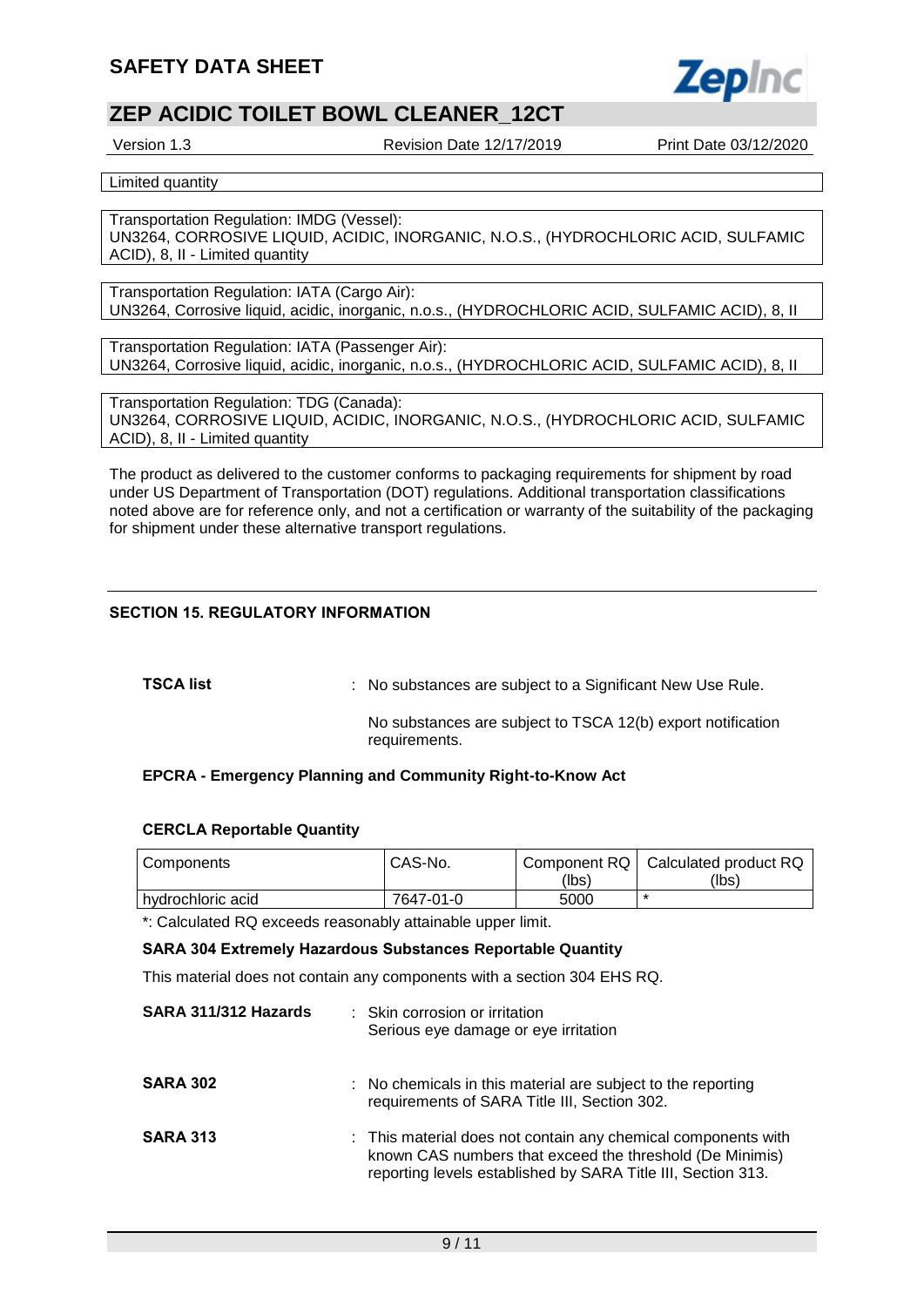Limited quantity

Transportation Regulation: IMDG (Vessel):
UN3264, CORROSIVE LIQUID, ACIDIC, INORGANIC, N.O.S., (HYDROCHLORIC ACID, SULFAMIC ACID), 8, II - Limited quantity

Transportation Regulation: IATA (Cargo Air):
UN3264, Corrosive liquid, acidic, inorganic, n.o.s., (HYDROCHLORIC ACID, SULFAMIC ACID), 8, II

Transportation Regulation: IATA (Passenger Air):
UN3264, Corrosive liquid, acidic, inorganic, n.o.s., (HYDROCHLORIC ACID, SULFAMIC ACID), 8, II

Transportation Regulation: TDG (Canada):
UN3264, CORROSIVE LIQUID, ACIDIC, INORGANIC, N.O.S., (HYDROCHLORIC ACID, SULFAMIC ACID), 8, II - Limited quantity

The product as delivered to the customer conforms to packaging requirements for shipment by road under US Department of Transportation (DOT) regulations. Additional transportation classifications noted above are for reference only, and not a certification or warranty of the suitability of the packaging for shipment under these alternative transport regulations.

## SECTION 15. REGULATORY INFORMATION

**TSCA list** : No substances are subject to a Significant New Use Rule.

No substances are subject to TSCA 12(b) export notification requirements.

**EPCRA - Emergency Planning and Community Right-to-Know Act**

**CERCLA Reportable Quantity**

| Components | CAS-No. | Component RQ (lbs) | Calculated product RQ (lbs) |
|---|---|---|---|
| hydrochloric acid | 7647-01-0 | 5000 | * |

*: Calculated RQ exceeds reasonably attainable upper limit.

**SARA 304 Extremely Hazardous Substances Reportable Quantity**

This material does not contain any components with a section 304 EHS RQ.

**SARA 311/312 Hazards** : Skin corrosion or irritation
Serious eye damage or eye irritation

**SARA 302** : No chemicals in this material are subject to the reporting requirements of SARA Title III, Section 302.

**SARA 313** : This material does not contain any chemical components with known CAS numbers that exceed the threshold (De Minimis) reporting levels established by SARA Title III, Section 313.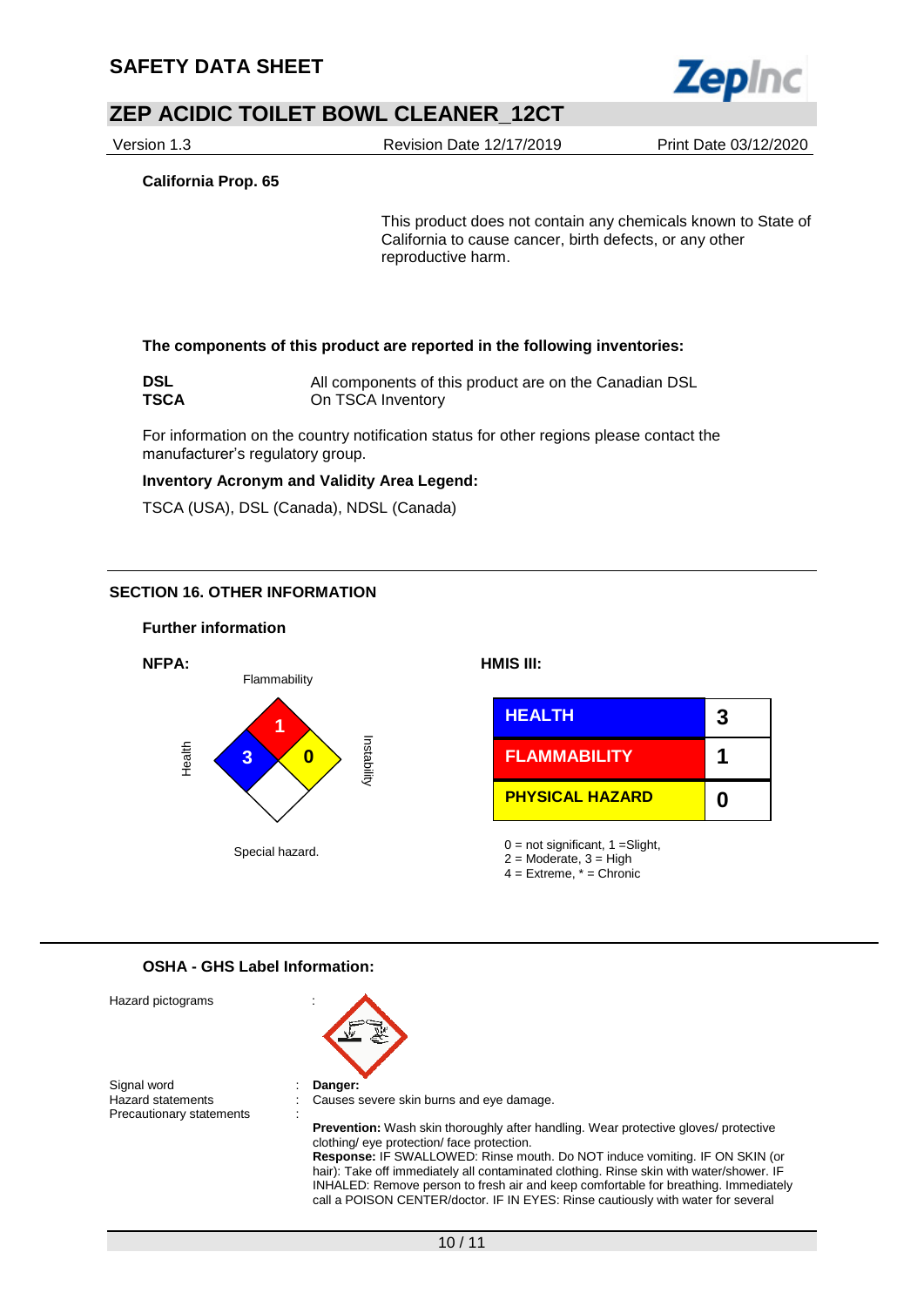**California Prop. 65**

This product does not contain any chemicals known to State of California to cause cancer, birth defects, or any other reproductive harm.

**The components of this product are reported in the following inventories:**

**DSL** All components of this product are on the Canadian DSL
**TSCA** On TSCA Inventory

For information on the country notification status for other regions please contact the manufacturer's regulatory group.

**Inventory Acronym and Validity Area Legend:**

TSCA (USA), DSL (Canada), NDSL (Canada)

## SECTION 16. OTHER INFORMATION

### Further information

**NFPA:**

Flammability: 1
Health: 3
Instability: 0
Special hazard.

**HMIS III:**

| HEALTH | 3 |
|---|---|
| FLAMMABILITY | 1 |
| PHYSICAL HAZARD | 0 |

0 = not significant, 1 =Slight,
2 = Moderate, 3 = High
4 = Extreme, * = Chronic

### OSHA - GHS Label Information:

Hazard pictograms :

Signal word : **Danger:**
Hazard statements : Causes severe skin burns and eye damage.
Precautionary statements :

**Prevention:** Wash skin thoroughly after handling. Wear protective gloves/ protective clothing/ eye protection/ face protection.
**Response:** IF SWALLOWED: Rinse mouth. Do NOT induce vomiting. IF ON SKIN (or hair): Take off immediately all contaminated clothing. Rinse skin with water/shower. IF INHALED: Remove person to fresh air and keep comfortable for breathing. Immediately call a POISON CENTER/doctor. IF IN EYES: Rinse cautiously with water for several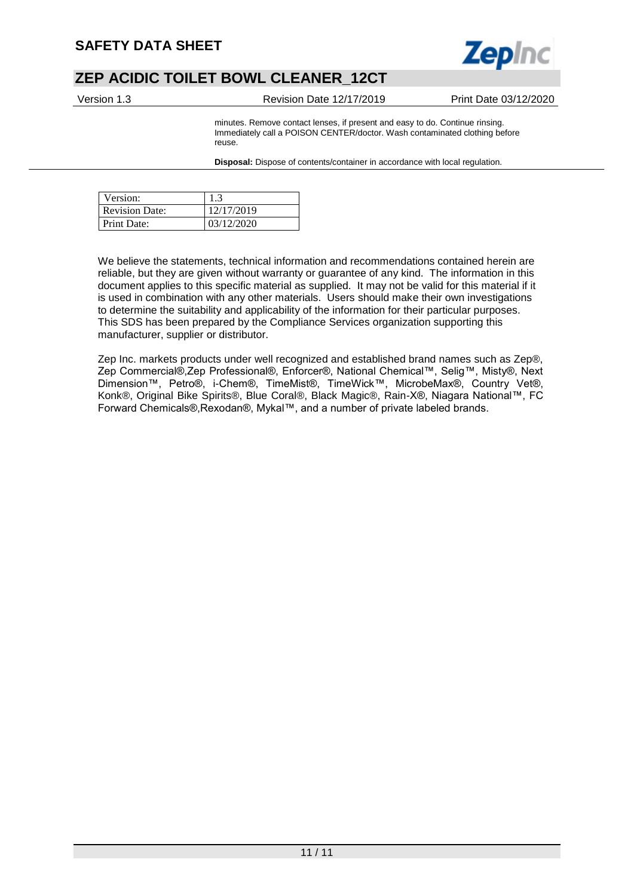minutes. Remove contact lenses, if present and easy to do. Continue rinsing. Immediately call a POISON CENTER/doctor. Wash contaminated clothing before reuse.

**Disposal:** Dispose of contents/container in accordance with local regulation.

| | |
|---|---|
| Version: | 1.3 |
| Revision Date: | 12/17/2019 |
| Print Date: | 03/12/2020 |

We believe the statements, technical information and recommendations contained herein are reliable, but they are given without warranty or guarantee of any kind. The information in this document applies to this specific material as supplied. It may not be valid for this material if it is used in combination with any other materials. Users should make their own investigations to determine the suitability and applicability of the information for their particular purposes. This SDS has been prepared by the Compliance Services organization supporting this manufacturer, supplier or distributor.

Zep Inc. markets products under well recognized and established brand names such as Zep®, Zep Commercial®,Zep Professional®, Enforcer®, National Chemical™, Selig™, Misty®, Next Dimension™, Petro®, i-Chem®, TimeMist®, TimeWick™, MicrobeMax®, Country Vet®, Konk®, Original Bike Spirits®, Blue Coral®, Black Magic®, Rain-X®, Niagara National™, FC Forward Chemicals®,Rexodan®, Mykal™, and a number of private labeled brands.